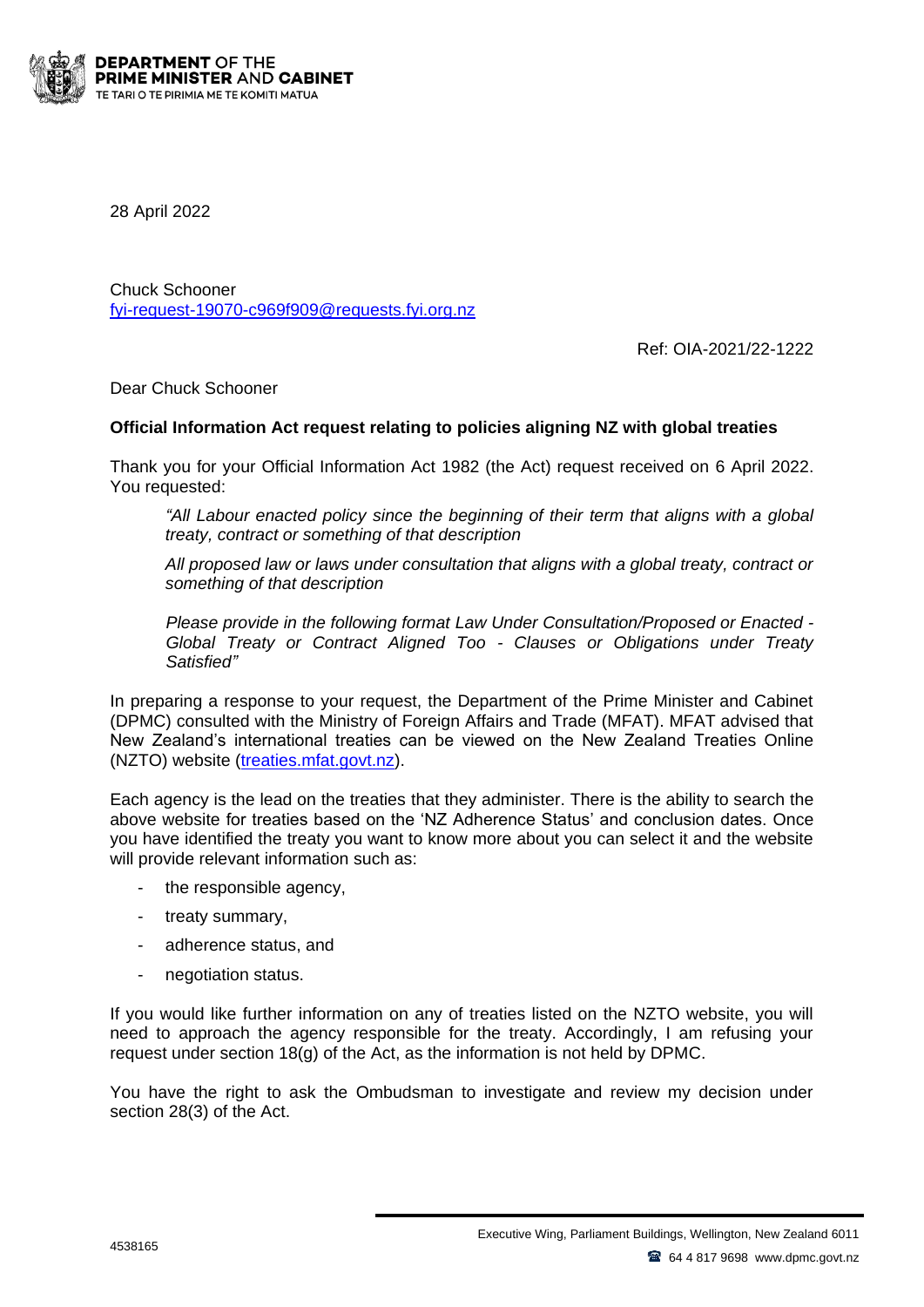**DEPARTMENT OF THE PRIME MINISTER AND CABINET**
TE TARI O TE PIRIMIA ME TE KOMITI MATUA

28 April 2022

Chuck Schooner
fyi-request-19070-c969f909@requests.fyi.org.nz

Ref: OIA-2021/22-1222

Dear Chuck Schooner

**Official Information Act request relating to policies aligning NZ with global treaties**

Thank you for your Official Information Act 1982 (the Act) request received on 6 April 2022. You requested:

> *"All Labour enacted policy since the beginning of their term that aligns with a global treaty, contract or something of that description*
>
> *All proposed law or laws under consultation that aligns with a global treaty, contract or something of that description*
>
> *Please provide in the following format Law Under Consultation/Proposed or Enacted - Global Treaty or Contract Aligned Too - Clauses or Obligations under Treaty Satisfied"*

In preparing a response to your request, the Department of the Prime Minister and Cabinet (DPMC) consulted with the Ministry of Foreign Affairs and Trade (MFAT). MFAT advised that New Zealand's international treaties can be viewed on the New Zealand Treaties Online (NZTO) website (treaties.mfat.govt.nz).

Each agency is the lead on the treaties that they administer. There is the ability to search the above website for treaties based on the 'NZ Adherence Status' and conclusion dates. Once you have identified the treaty you want to know more about you can select it and the website will provide relevant information such as:

- the responsible agency,
- treaty summary,
- adherence status, and
- negotiation status.

If you would like further information on any of treaties listed on the NZTO website, you will need to approach the agency responsible for the treaty. Accordingly, I am refusing your request under section 18(g) of the Act, as the information is not held by DPMC.

You have the right to ask the Ombudsman to investigate and review my decision under section 28(3) of the Act.

4538165

Executive Wing, Parliament Buildings, Wellington, New Zealand 6011
64 4 817 9698 www.dpmc.govt.nz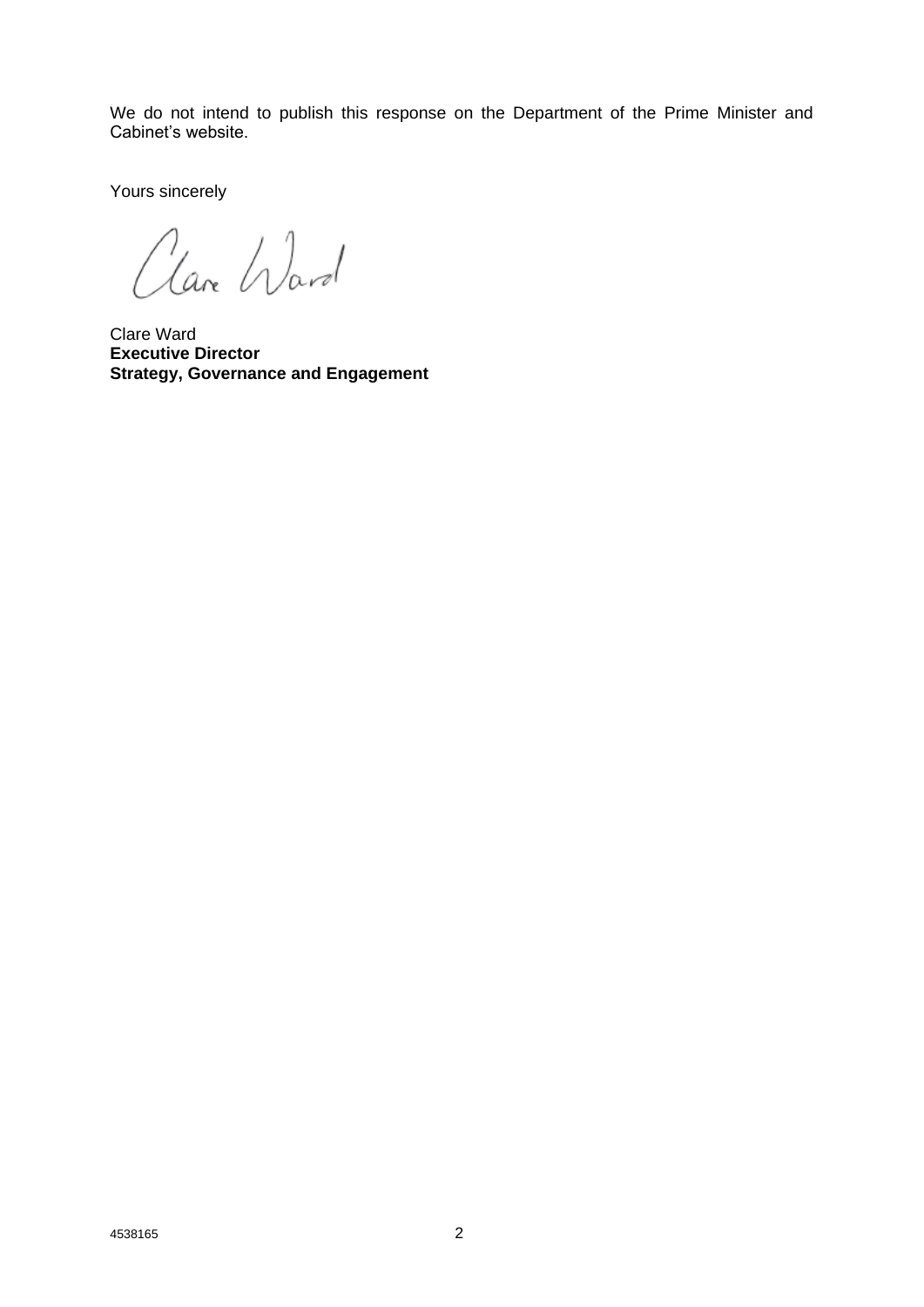We do not intend to publish this response on the Department of the Prime Minister and Cabinet's website.

Yours sincerely

Clare Ward

Clare Ward
**Executive Director**
**Strategy, Governance and Engagement**

4538165